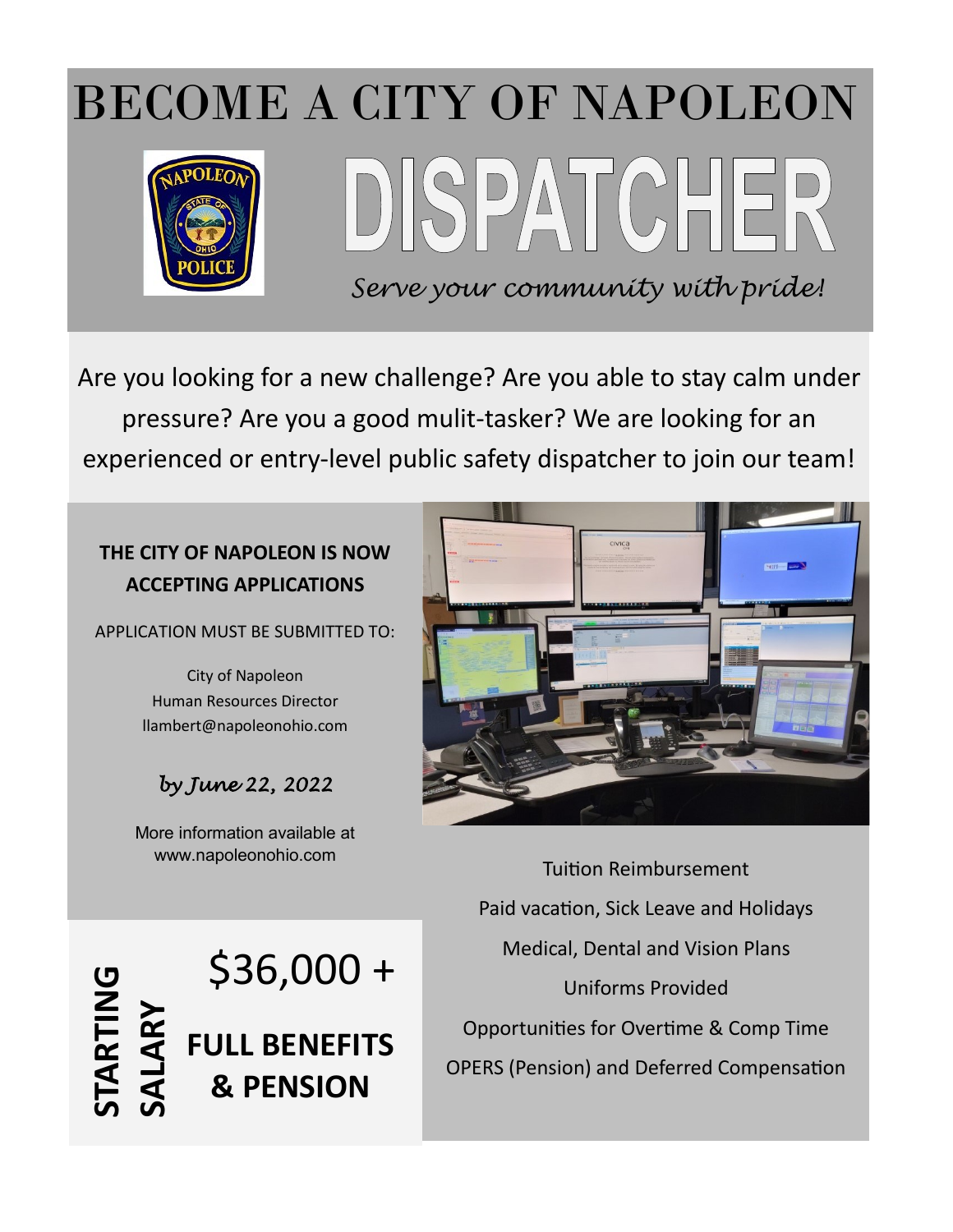# BECOME A CITY OF NAPOLEON

# DISPATCHER

*Serve your community with pride!*

Are you looking for a new challenge? Are you able to stay calm under pressure? Are you a good mulit-tasker? We are looking for an experienced or entry-level public safety dispatcher to join our team!

**THE CITY OF NAPOLEON IS NOW ACCEPTING APPLICATIONS**

APPLICATION MUST BE SUBMITTED TO:

City of Napoleon
Human Resources Director
llambert@napoleonohio.com

*by June 22, 2022*

More information available at www.napoleonohio.com

**STARTING SALARY**

$36,000 +

**FULL BENEFITS & PENSION**

Tuition Reimbursement

Paid vacation, Sick Leave and Holidays

Medical, Dental and Vision Plans

Uniforms Provided

Opportunities for Overtime & Comp Time

OPERS (Pension) and Deferred Compensation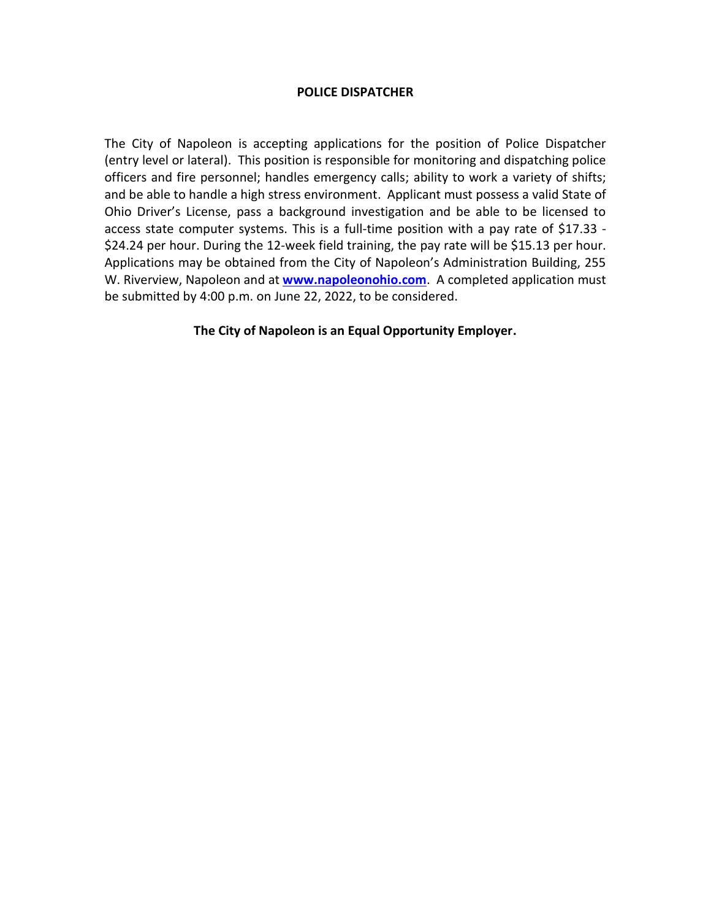# POLICE DISPATCHER

The City of Napoleon is accepting applications for the position of Police Dispatcher (entry level or lateral). This position is responsible for monitoring and dispatching police officers and fire personnel; handles emergency calls; ability to work a variety of shifts; and be able to handle a high stress environment. Applicant must possess a valid State of Ohio Driver's License, pass a background investigation and be able to be licensed to access state computer systems. This is a full-time position with a pay rate of $17.33 - $24.24 per hour. During the 12-week field training, the pay rate will be $15.13 per hour. Applications may be obtained from the City of Napoleon's Administration Building, 255 W. Riverview, Napoleon and at **[www.napoleonohio.com](http://www.napoleonohio.com)**. A completed application must be submitted by 4:00 p.m. on June 22, 2022, to be considered.

**The City of Napoleon is an Equal Opportunity Employer.**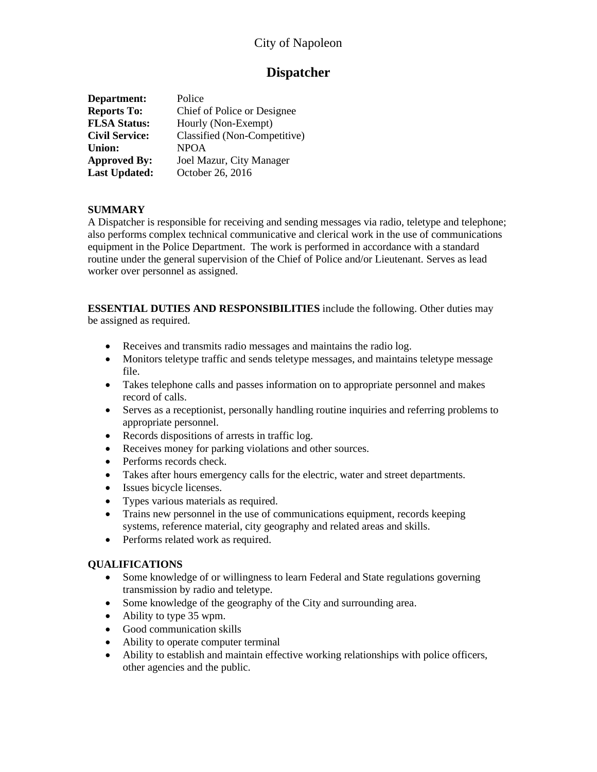City of Napoleon

# Dispatcher

**Department:** Police
**Reports To:** Chief of Police or Designee
**FLSA Status:** Hourly (Non-Exempt)
**Civil Service:** Classified (Non-Competitive)
**Union:** NPOA
**Approved By:** Joel Mazur, City Manager
**Last Updated:** October 26, 2016

**SUMMARY**
A Dispatcher is responsible for receiving and sending messages via radio, teletype and telephone; also performs complex technical communicative and clerical work in the use of communications equipment in the Police Department. The work is performed in accordance with a standard routine under the general supervision of the Chief of Police and/or Lieutenant. Serves as lead worker over personnel as assigned.

**ESSENTIAL DUTIES AND RESPONSIBILITIES** include the following. Other duties may be assigned as required.

- Receives and transmits radio messages and maintains the radio log.
- Monitors teletype traffic and sends teletype messages, and maintains teletype message file.
- Takes telephone calls and passes information on to appropriate personnel and makes record of calls.
- Serves as a receptionist, personally handling routine inquiries and referring problems to appropriate personnel.
- Records dispositions of arrests in traffic log.
- Receives money for parking violations and other sources.
- Performs records check.
- Takes after hours emergency calls for the electric, water and street departments.
- Issues bicycle licenses.
- Types various materials as required.
- Trains new personnel in the use of communications equipment, records keeping systems, reference material, city geography and related areas and skills.
- Performs related work as required.

**QUALIFICATIONS**
- Some knowledge of or willingness to learn Federal and State regulations governing transmission by radio and teletype.
- Some knowledge of the geography of the City and surrounding area.
- Ability to type 35 wpm.
- Good communication skills
- Ability to operate computer terminal
- Ability to establish and maintain effective working relationships with police officers, other agencies and the public.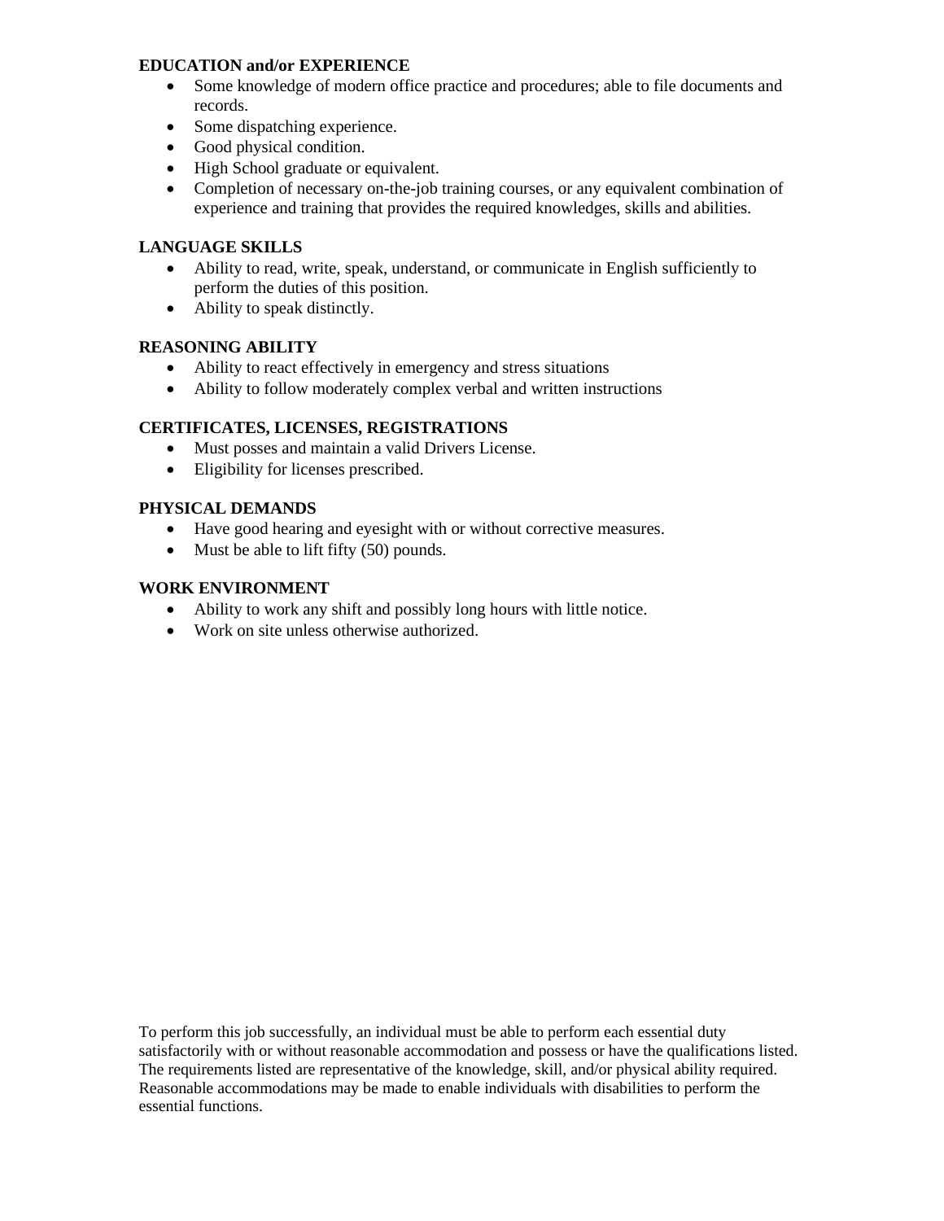**EDUCATION and/or EXPERIENCE**

- Some knowledge of modern office practice and procedures; able to file documents and records.
- Some dispatching experience.
- Good physical condition.
- High School graduate or equivalent.
- Completion of necessary on-the-job training courses, or any equivalent combination of experience and training that provides the required knowledges, skills and abilities.

**LANGUAGE SKILLS**

- Ability to read, write, speak, understand, or communicate in English sufficiently to perform the duties of this position.
- Ability to speak distinctly.

**REASONING ABILITY**

- Ability to react effectively in emergency and stress situations
- Ability to follow moderately complex verbal and written instructions

**CERTIFICATES, LICENSES, REGISTRATIONS**

- Must posses and maintain a valid Drivers License.
- Eligibility for licenses prescribed.

**PHYSICAL DEMANDS**

- Have good hearing and eyesight with or without corrective measures.
- Must be able to lift fifty (50) pounds.

**WORK ENVIRONMENT**

- Ability to work any shift and possibly long hours with little notice.
- Work on site unless otherwise authorized.

To perform this job successfully, an individual must be able to perform each essential duty satisfactorily with or without reasonable accommodation and possess or have the qualifications listed. The requirements listed are representative of the knowledge, skill, and/or physical ability required. Reasonable accommodations may be made to enable individuals with disabilities to perform the essential functions.